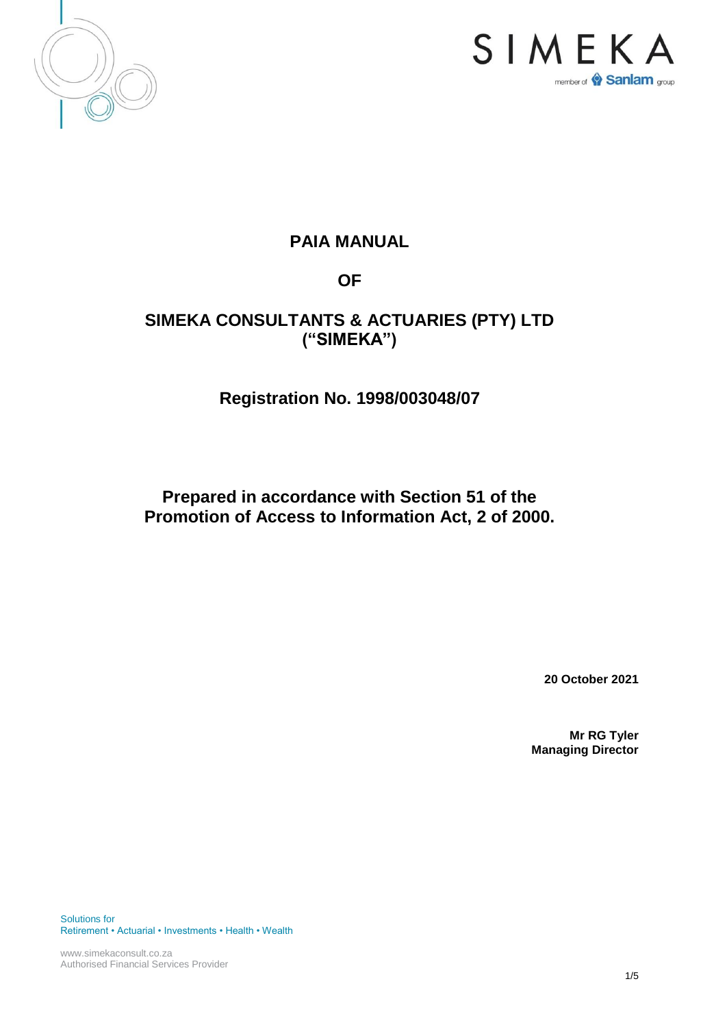SIMEKA

member of Sanlam group

# PAIA MANUAL

# OF

# SIMEKA CONSULTANTS & ACTUARIES (PTY) LTD ("SIMEKA")

## Registration No. 1998/003048/07

## Prepared in accordance with Section 51 of the Promotion of Access to Information Act, 2 of 2000.

**20 October 2021**

**Mr RG Tyler**
**Managing Director**

Solutions for
Retirement • Actuarial • Investments • Health • Wealth

www.simekaconsult.co.za
Authorised Financial Services Provider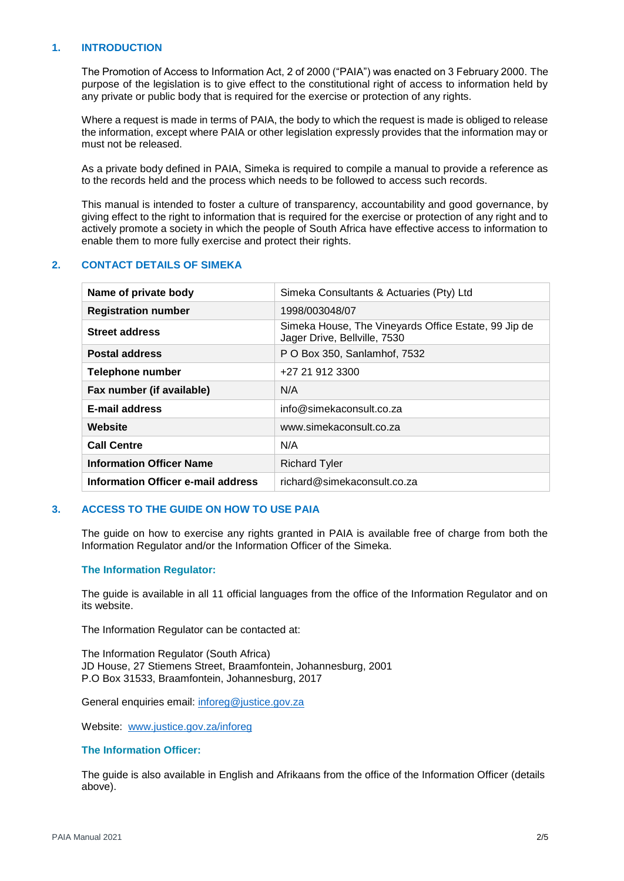## 1. INTRODUCTION

The Promotion of Access to Information Act, 2 of 2000 ("PAIA") was enacted on 3 February 2000. The purpose of the legislation is to give effect to the constitutional right of access to information held by any private or public body that is required for the exercise or protection of any rights.

Where a request is made in terms of PAIA, the body to which the request is made is obliged to release the information, except where PAIA or other legislation expressly provides that the information may or must not be released.

As a private body defined in PAIA, Simeka is required to compile a manual to provide a reference as to the records held and the process which needs to be followed to access such records.

This manual is intended to foster a culture of transparency, accountability and good governance, by giving effect to the right to information that is required for the exercise or protection of any right and to actively promote a society in which the people of South Africa have effective access to information to enable them to more fully exercise and protect their rights.

## 2. CONTACT DETAILS OF SIMEKA

| | |
|---|---|
| **Name of private body** | Simeka Consultants & Actuaries (Pty) Ltd |
| **Registration number** | 1998/003048/07 |
| **Street address** | Simeka House, The Vineyards Office Estate, 99 Jip de Jager Drive, Bellville, 7530 |
| **Postal address** | P O Box 350, Sanlamhof, 7532 |
| **Telephone number** | +27 21 912 3300 |
| **Fax number (if available)** | N/A |
| **E-mail address** | info@simekaconsult.co.za |
| **Website** | www.simekaconsult.co.za |
| **Call Centre** | N/A |
| **Information Officer Name** | Richard Tyler |
| **Information Officer e-mail address** | richard@simekaconsult.co.za |

## 3. ACCESS TO THE GUIDE ON HOW TO USE PAIA

The guide on how to exercise any rights granted in PAIA is available free of charge from both the Information Regulator and/or the Information Officer of the Simeka.

### The Information Regulator:

The guide is available in all 11 official languages from the office of the Information Regulator and on its website.

The Information Regulator can be contacted at:

The Information Regulator (South Africa)
JD House, 27 Stiemens Street, Braamfontein, Johannesburg, 2001
P.O Box 31533, Braamfontein, Johannesburg, 2017

General enquiries email: inforeg@justice.gov.za

Website: www.justice.gov.za/inforeg

### The Information Officer:

The guide is also available in English and Afrikaans from the office of the Information Officer (details above).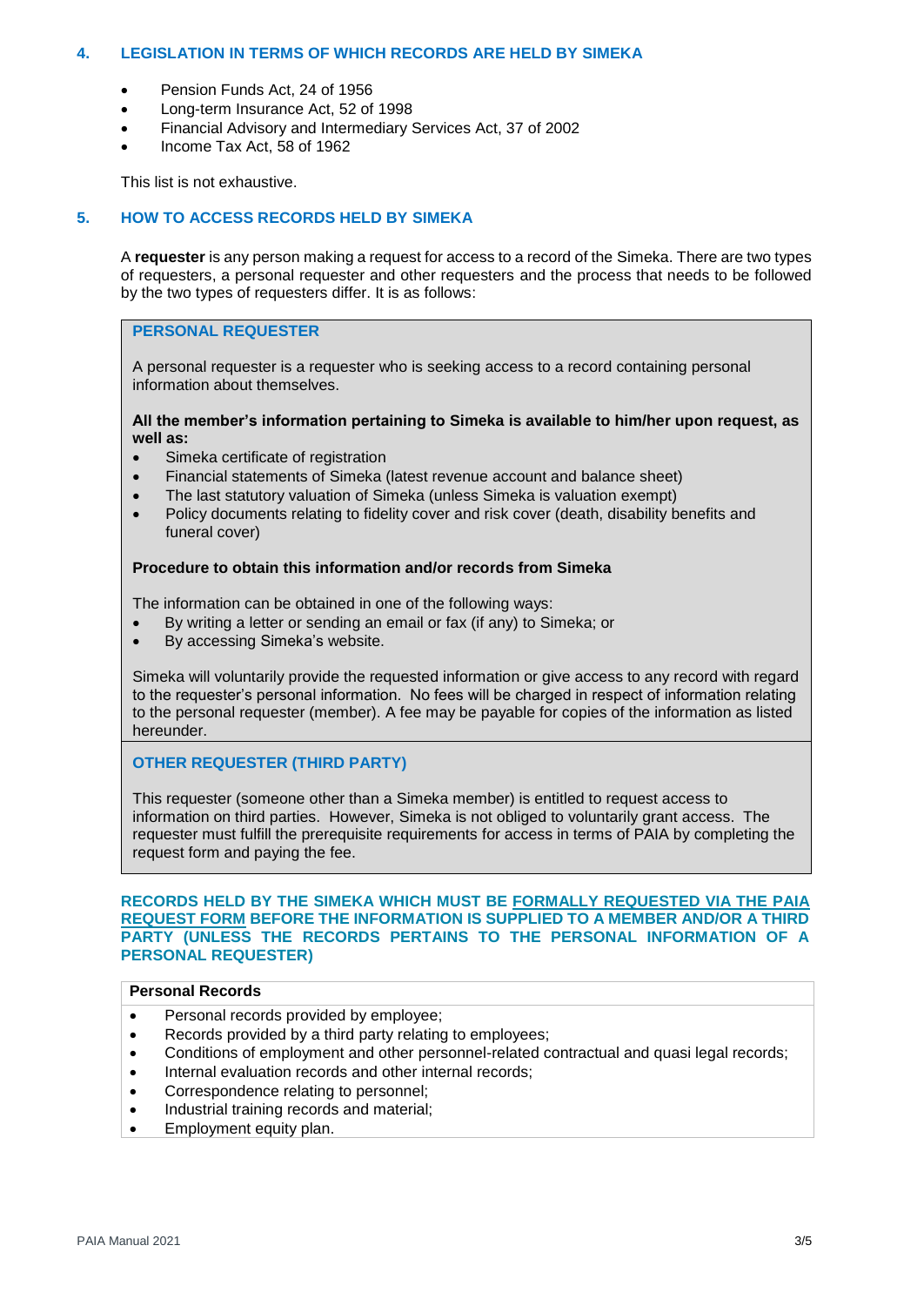## 4. LEGISLATION IN TERMS OF WHICH RECORDS ARE HELD BY SIMEKA

- Pension Funds Act, 24 of 1956
- Long-term Insurance Act, 52 of 1998
- Financial Advisory and Intermediary Services Act, 37 of 2002
- Income Tax Act, 58 of 1962

This list is not exhaustive.

## 5. HOW TO ACCESS RECORDS HELD BY SIMEKA

A **requester** is any person making a request for access to a record of the Simeka. There are two types of requesters, a personal requester and other requesters and the process that needs to be followed by the two types of requesters differ. It is as follows:

### PERSONAL REQUESTER

A personal requester is a requester who is seeking access to a record containing personal information about themselves.

**All the member's information pertaining to Simeka is available to him/her upon request, as well as:**

- Simeka certificate of registration
- Financial statements of Simeka (latest revenue account and balance sheet)
- The last statutory valuation of Simeka (unless Simeka is valuation exempt)
- Policy documents relating to fidelity cover and risk cover (death, disability benefits and funeral cover)

**Procedure to obtain this information and/or records from Simeka**

The information can be obtained in one of the following ways:

- By writing a letter or sending an email or fax (if any) to Simeka; or
- By accessing Simeka's website.

Simeka will voluntarily provide the requested information or give access to any record with regard to the requester's personal information. No fees will be charged in respect of information relating to the personal requester (member). A fee may be payable for copies of the information as listed hereunder.

### OTHER REQUESTER (THIRD PARTY)

This requester (someone other than a Simeka member) is entitled to request access to information on third parties. However, Simeka is not obliged to voluntarily grant access. The requester must fulfill the prerequisite requirements for access in terms of PAIA by completing the request form and paying the fee.

**RECORDS HELD BY THE SIMEKA WHICH MUST BE FORMALLY REQUESTED VIA THE PAIA REQUEST FORM BEFORE THE INFORMATION IS SUPPLIED TO A MEMBER AND/OR A THIRD PARTY (UNLESS THE RECORDS PERTAINS TO THE PERSONAL INFORMATION OF A PERSONAL REQUESTER)**

**Personal Records**

- Personal records provided by employee;
- Records provided by a third party relating to employees;
- Conditions of employment and other personnel-related contractual and quasi legal records;
- Internal evaluation records and other internal records;
- Correspondence relating to personnel;
- Industrial training records and material;
- Employment equity plan.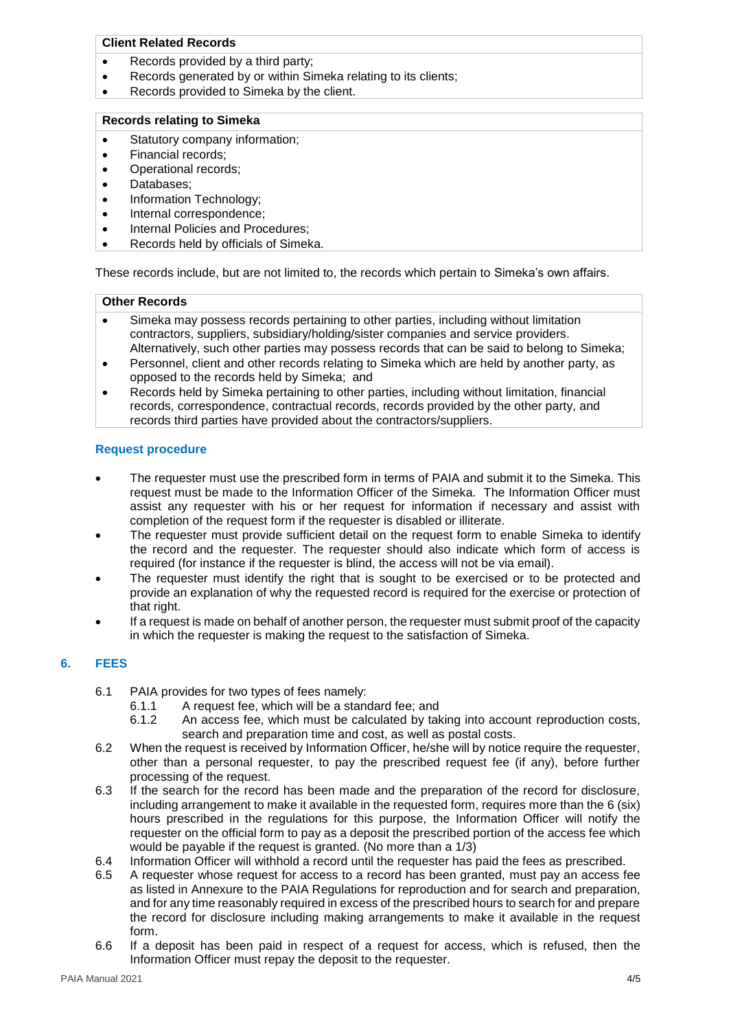| **Client Related Records** |
| --- |
| • Records provided by a third party;<br>• Records generated by or within Simeka relating to its clients;<br>• Records provided to Simeka by the client. |

| **Records relating to Simeka** |
| --- |
| • Statutory company information;<br>• Financial records;<br>• Operational records;<br>• Databases;<br>• Information Technology;<br>• Internal correspondence;<br>• Internal Policies and Procedures;<br>• Records held by officials of Simeka. |

These records include, but are not limited to, the records which pertain to Simeka's own affairs.

| **Other Records** |
| --- |
| • Simeka may possess records pertaining to other parties, including without limitation contractors, suppliers, subsidiary/holding/sister companies and service providers. Alternatively, such other parties may possess records that can be said to belong to Simeka;<br>• Personnel, client and other records relating to Simeka which are held by another party, as opposed to the records held by Simeka; and<br>• Records held by Simeka pertaining to other parties, including without limitation, financial records, correspondence, contractual records, records provided by the other party, and records third parties have provided about the contractors/suppliers. |

### Request procedure

- The requester must use the prescribed form in terms of PAIA and submit it to the Simeka. This request must be made to the Information Officer of the Simeka. The Information Officer must assist any requester with his or her request for information if necessary and assist with completion of the request form if the requester is disabled or illiterate.
- The requester must provide sufficient detail on the request form to enable Simeka to identify the record and the requester. The requester should also indicate which form of access is required (for instance if the requester is blind, the access will not be via email).
- The requester must identify the right that is sought to be exercised or to be protected and provide an explanation of why the requested record is required for the exercise or protection of that right.
- If a request is made on behalf of another person, the requester must submit proof of the capacity in which the requester is making the request to the satisfaction of Simeka.

## 6. FEES

6.1 PAIA provides for two types of fees namely:

6.1.1 A request fee, which will be a standard fee; and

6.1.2 An access fee, which must be calculated by taking into account reproduction costs, search and preparation time and cost, as well as postal costs.

6.2 When the request is received by Information Officer, he/she will by notice require the requester, other than a personal requester, to pay the prescribed request fee (if any), before further processing of the request.

6.3 If the search for the record has been made and the preparation of the record for disclosure, including arrangement to make it available in the requested form, requires more than the 6 (six) hours prescribed in the regulations for this purpose, the Information Officer will notify the requester on the official form to pay as a deposit the prescribed portion of the access fee which would be payable if the request is granted. (No more than a 1/3)

6.4 Information Officer will withhold a record until the requester has paid the fees as prescribed.

6.5 A requester whose request for access to a record has been granted, must pay an access fee as listed in Annexure to the PAIA Regulations for reproduction and for search and preparation, and for any time reasonably required in excess of the prescribed hours to search for and prepare the record for disclosure including making arrangements to make it available in the request form.

6.6 If a deposit has been paid in respect of a request for access, which is refused, then the Information Officer must repay the deposit to the requester.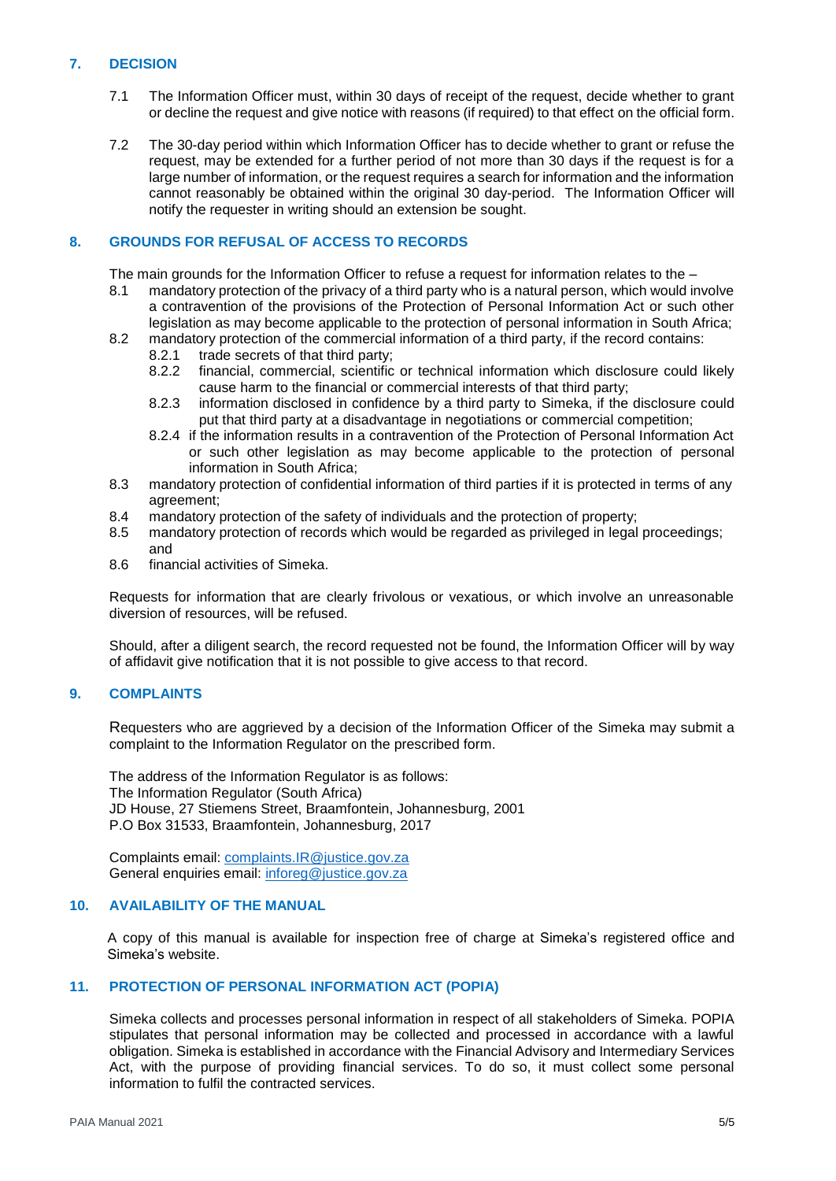## 7. DECISION

7.1 The Information Officer must, within 30 days of receipt of the request, decide whether to grant or decline the request and give notice with reasons (if required) to that effect on the official form.

7.2 The 30-day period within which Information Officer has to decide whether to grant or refuse the request, may be extended for a further period of not more than 30 days if the request is for a large number of information, or the request requires a search for information and the information cannot reasonably be obtained within the original 30 day-period. The Information Officer will notify the requester in writing should an extension be sought.

## 8. GROUNDS FOR REFUSAL OF ACCESS TO RECORDS

The main grounds for the Information Officer to refuse a request for information relates to the –

8.1 mandatory protection of the privacy of a third party who is a natural person, which would involve a contravention of the provisions of the Protection of Personal Information Act or such other legislation as may become applicable to the protection of personal information in South Africa;

8.2 mandatory protection of the commercial information of a third party, if the record contains:

- 8.2.1 trade secrets of that third party;
- 8.2.2 financial, commercial, scientific or technical information which disclosure could likely cause harm to the financial or commercial interests of that third party;
- 8.2.3 information disclosed in confidence by a third party to Simeka, if the disclosure could put that third party at a disadvantage in negotiations or commercial competition;
- 8.2.4 if the information results in a contravention of the Protection of Personal Information Act or such other legislation as may become applicable to the protection of personal information in South Africa;

8.3 mandatory protection of confidential information of third parties if it is protected in terms of any agreement;

8.4 mandatory protection of the safety of individuals and the protection of property;

8.5 mandatory protection of records which would be regarded as privileged in legal proceedings; and

8.6 financial activities of Simeka.

Requests for information that are clearly frivolous or vexatious, or which involve an unreasonable diversion of resources, will be refused.

Should, after a diligent search, the record requested not be found, the Information Officer will by way of affidavit give notification that it is not possible to give access to that record.

## 9. COMPLAINTS

Requesters who are aggrieved by a decision of the Information Officer of the Simeka may submit a complaint to the Information Regulator on the prescribed form.

The address of the Information Regulator is as follows:
The Information Regulator (South Africa)
JD House, 27 Stiemens Street, Braamfontein, Johannesburg, 2001
P.O Box 31533, Braamfontein, Johannesburg, 2017

Complaints email: complaints.IR@justice.gov.za
General enquiries email: inforeg@justice.gov.za

## 10. AVAILABILITY OF THE MANUAL

A copy of this manual is available for inspection free of charge at Simeka's registered office and Simeka's website.

## 11. PROTECTION OF PERSONAL INFORMATION ACT (POPIA)

Simeka collects and processes personal information in respect of all stakeholders of Simeka. POPIA stipulates that personal information may be collected and processed in accordance with a lawful obligation. Simeka is established in accordance with the Financial Advisory and Intermediary Services Act, with the purpose of providing financial services. To do so, it must collect some personal information to fulfil the contracted services.